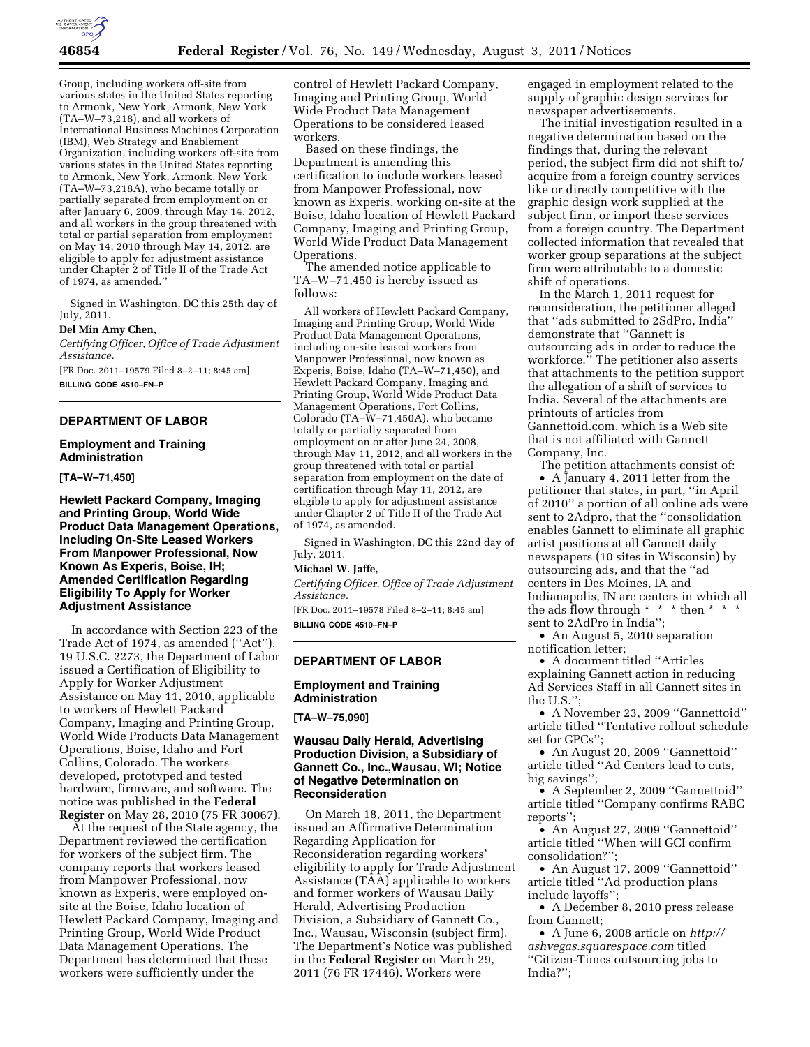Group, including workers off-site from various states in the United States reporting to Armonk, New York, Armonk, New York (TA–W–73,218), and all workers of International Business Machines Corporation (IBM), Web Strategy and Enablement Organization, including workers off-site from various states in the United States reporting to Armonk, New York, Armonk, New York (TA–W–73,218A), who became totally or partially separated from employment on or after January 6, 2009, through May 14, 2012, and all workers in the group threatened with total or partial separation from employment on May 14, 2010 through May 14, 2012, are eligible to apply for adjustment assistance under Chapter 2 of Title II of the Trade Act of 1974, as amended.''

Signed in Washington, DC this 25th day of July, 2011.

**Del Min Amy Chen,**

*Certifying Officer, Office of Trade Adjustment Assistance.*

[FR Doc. 2011–19579 Filed 8–2–11; 8:45 am]

**BILLING CODE 4510–FN–P**

---

## DEPARTMENT OF LABOR

### Employment and Training Administration

**[TA–W–71,450]**

### Hewlett Packard Company, Imaging and Printing Group, World Wide Product Data Management Operations, Including On-Site Leased Workers From Manpower Professional, Now Known As Experis, Boise, IH; Amended Certification Regarding Eligibility To Apply for Worker Adjustment Assistance

In accordance with Section 223 of the Trade Act of 1974, as amended (''Act''), 19 U.S.C. 2273, the Department of Labor issued a Certification of Eligibility to Apply for Worker Adjustment Assistance on May 11, 2010, applicable to workers of Hewlett Packard Company, Imaging and Printing Group, World Wide Products Data Management Operations, Boise, Idaho and Fort Collins, Colorado. The workers developed, prototyped and tested hardware, firmware, and software. The notice was published in the **Federal Register** on May 28, 2010 (75 FR 30067).

At the request of the State agency, the Department reviewed the certification for workers of the subject firm. The company reports that workers leased from Manpower Professional, now known as Experis, were employed on-site at the Boise, Idaho location of Hewlett Packard Company, Imaging and Printing Group, World Wide Product Data Management Operations. The Department has determined that these workers were sufficiently under the control of Hewlett Packard Company, Imaging and Printing Group, World Wide Product Data Management Operations to be considered leased workers.

Based on these findings, the Department is amending this certification to include workers leased from Manpower Professional, now known as Experis, working on-site at the Boise, Idaho location of Hewlett Packard Company, Imaging and Printing Group, World Wide Product Data Management Operations.

The amended notice applicable to TA–W–71,450 is hereby issued as follows:

All workers of Hewlett Packard Company, Imaging and Printing Group, World Wide Product Data Management Operations, including on-site leased workers from Manpower Professional, now known as Experis, Boise, Idaho (TA–W–71,450), and Hewlett Packard Company, Imaging and Printing Group, World Wide Product Data Management Operations, Fort Collins, Colorado (TA–W–71,450A), who became totally or partially separated from employment on or after June 24, 2008, through May 11, 2012, and all workers in the group threatened with total or partial separation from employment on the date of certification through May 11, 2012, are eligible to apply for adjustment assistance under Chapter 2 of Title II of the Trade Act of 1974, as amended.

Signed in Washington, DC this 22nd day of July, 2011.

**Michael W. Jaffe,**

*Certifying Officer, Office of Trade Adjustment Assistance.*

[FR Doc. 2011–19578 Filed 8–2–11; 8:45 am]

**BILLING CODE 4510–FN–P**

---

## DEPARTMENT OF LABOR

### Employment and Training Administration

**[TA–W–75,090]**

### Wausau Daily Herald, Advertising Production Division, a Subsidiary of Gannett Co., Inc.,Wausau, WI; Notice of Negative Determination on Reconsideration

On March 18, 2011, the Department issued an Affirmative Determination Regarding Application for Reconsideration regarding workers' eligibility to apply for Trade Adjustment Assistance (TAA) applicable to workers and former workers of Wausau Daily Herald, Advertising Production Division, a Subsidiary of Gannett Co., Inc., Wausau, Wisconsin (subject firm). The Department's Notice was published in the **Federal Register** on March 29, 2011 (76 FR 17446). Workers were engaged in employment related to the supply of graphic design services for newspaper advertisements.

The initial investigation resulted in a negative determination based on the findings that, during the relevant period, the subject firm did not shift to/acquire from a foreign country services like or directly competitive with the graphic design work supplied at the subject firm, or import these services from a foreign country. The Department collected information that revealed that worker group separations at the subject firm were attributable to a domestic shift of operations.

In the March 1, 2011 request for reconsideration, the petitioner alleged that ''ads submitted to 2SdPro, India'' demonstrate that ''Gannett is outsourcing ads in order to reduce the workforce.'' The petitioner also asserts that attachments to the petition support the allegation of a shift of services to India. Several of the attachments are printouts of articles from Gannettoid.com, which is a Web site that is not affiliated with Gannett Company, Inc.

The petition attachments consist of:

- A January 4, 2011 letter from the petitioner that states, in part, ''in April of 2010'' a portion of all online ads were sent to 2Adpro, that the ''consolidation enables Gannett to eliminate all graphic artist positions at all Gannett daily newspapers (10 sites in Wisconsin) by outsourcing ads, and that the ''ad centers in Des Moines, IA and Indianapolis, IN are centers in which all the ads flow through * * * then * * * sent to 2AdPro in India'';
- An August 5, 2010 separation notification letter;
- A document titled ''Articles explaining Gannett action in reducing Ad Services Staff in all Gannett sites in the U.S.'';
- A November 23, 2009 ''Gannettoid'' article titled ''Tentative rollout schedule set for GPCs'';
- An August 20, 2009 ''Gannettoid'' article titled ''Ad Centers lead to cuts, big savings'';
- A September 2, 2009 ''Gannettoid'' article titled ''Company confirms RABC reports'';
- An August 27, 2009 ''Gannettoid'' article titled ''When will GCI confirm consolidation?'';
- An August 17, 2009 ''Gannettoid'' article titled ''Ad production plans include layoffs'';
- A December 8, 2010 press release from Gannett;
- A June 6, 2008 article on *http://ashvegas.squarespace.com* titled ''Citizen-Times outsourcing jobs to India?'';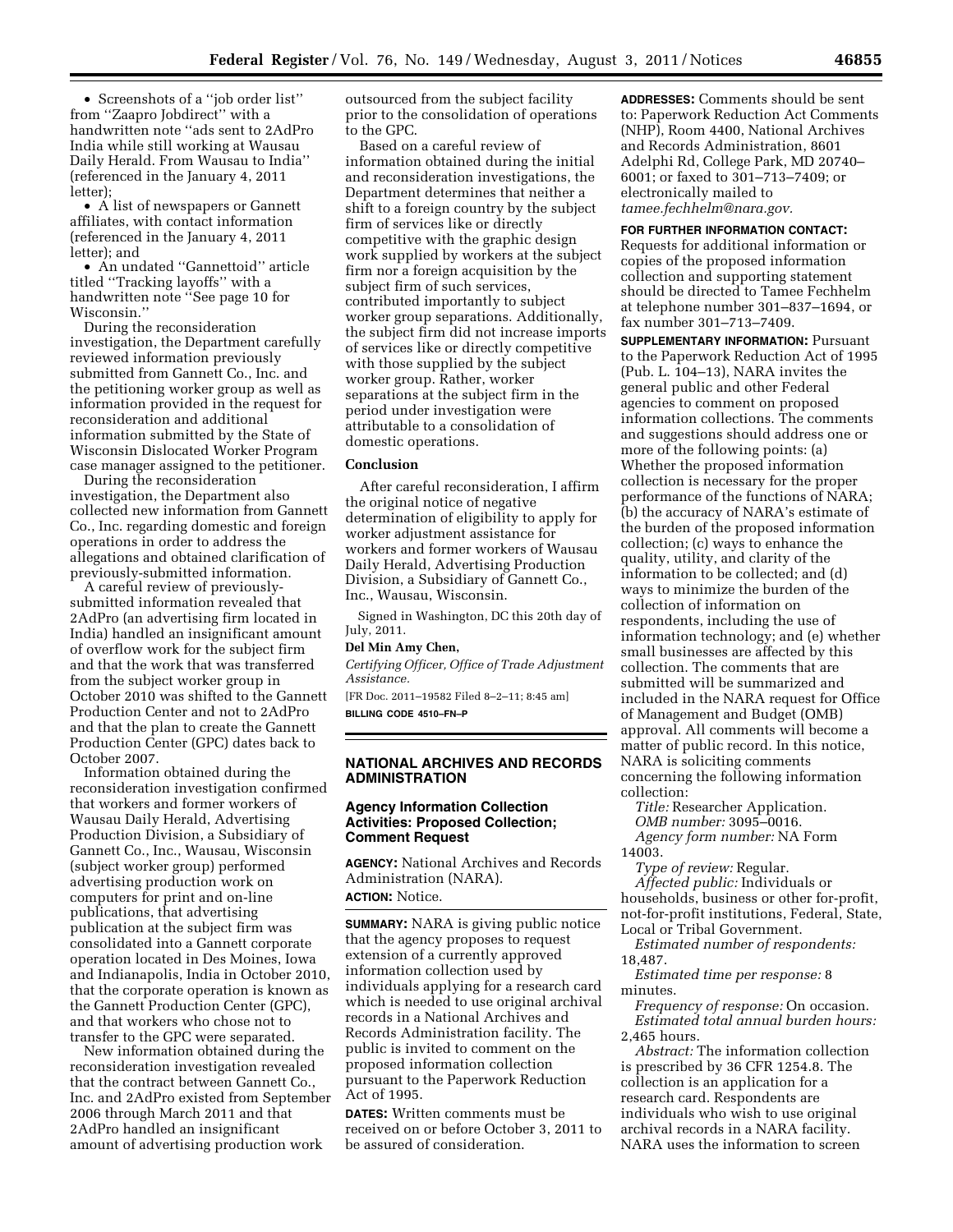- Screenshots of a ''job order list'' from ''Zaapro Jobdirect'' with a handwritten note ''ads sent to 2AdPro India while still working at Wausau Daily Herald. From Wausau to India'' (referenced in the January 4, 2011 letter);
- A list of newspapers or Gannett affiliates, with contact information (referenced in the January 4, 2011 letter); and
- An undated ''Gannettoid'' article titled ''Tracking layoffs'' with a handwritten note ''See page 10 for Wisconsin.''

During the reconsideration investigation, the Department carefully reviewed information previously submitted from Gannett Co., Inc. and the petitioning worker group as well as information provided in the request for reconsideration and additional information submitted by the State of Wisconsin Dislocated Worker Program case manager assigned to the petitioner.

During the reconsideration investigation, the Department also collected new information from Gannett Co., Inc. regarding domestic and foreign operations in order to address the allegations and obtained clarification of previously-submitted information.

A careful review of previously-submitted information revealed that 2AdPro (an advertising firm located in India) handled an insignificant amount of overflow work for the subject firm and that the work that was transferred from the subject worker group in October 2010 was shifted to the Gannett Production Center and not to 2AdPro and that the plan to create the Gannett Production Center (GPC) dates back to October 2007.

Information obtained during the reconsideration investigation confirmed that workers and former workers of Wausau Daily Herald, Advertising Production Division, a Subsidiary of Gannett Co., Inc., Wausau, Wisconsin (subject worker group) performed advertising production work on computers for print and on-line publications, that advertising publication at the subject firm was consolidated into a Gannett corporate operation located in Des Moines, Iowa and Indianapolis, India in October 2010, that the corporate operation is known as the Gannett Production Center (GPC), and that workers who chose not to transfer to the GPC were separated.

New information obtained during the reconsideration investigation revealed that the contract between Gannett Co., Inc. and 2AdPro existed from September 2006 through March 2011 and that 2AdPro handled an insignificant amount of advertising production work outsourced from the subject facility prior to the consolidation of operations to the GPC.

Based on a careful review of information obtained during the initial and reconsideration investigations, the Department determines that neither a shift to a foreign country by the subject firm of services like or directly competitive with the graphic design work supplied by workers at the subject firm nor a foreign acquisition by the subject firm of such services, contributed importantly to subject worker group separations. Additionally, the subject firm did not increase imports of services like or directly competitive with those supplied by the subject worker group. Rather, worker separations at the subject firm in the period under investigation were attributable to a consolidation of domestic operations.

## Conclusion

After careful reconsideration, I affirm the original notice of negative determination of eligibility to apply for worker adjustment assistance for workers and former workers of Wausau Daily Herald, Advertising Production Division, a Subsidiary of Gannett Co., Inc., Wausau, Wisconsin.

Signed in Washington, DC this 20th day of July, 2011.

**Del Min Amy Chen,**

*Certifying Officer, Office of Trade Adjustment Assistance.*

[FR Doc. 2011–19582 Filed 8–2–11; 8:45 am]

**BILLING CODE 4510–FN–P**

## NATIONAL ARCHIVES AND RECORDS ADMINISTRATION

### Agency Information Collection Activities: Proposed Collection; Comment Request

**AGENCY:** National Archives and Records Administration (NARA).

**ACTION:** Notice.

**SUMMARY:** NARA is giving public notice that the agency proposes to request extension of a currently approved information collection used by individuals applying for a research card which is needed to use original archival records in a National Archives and Records Administration facility. The public is invited to comment on the proposed information collection pursuant to the Paperwork Reduction Act of 1995.

**DATES:** Written comments must be received on or before October 3, 2011 to be assured of consideration.

**ADDRESSES:** Comments should be sent to: Paperwork Reduction Act Comments (NHP), Room 4400, National Archives and Records Administration, 8601 Adelphi Rd, College Park, MD 20740–6001; or faxed to 301–713–7409; or electronically mailed to *tamee.fechhelm@nara.gov.*

**FOR FURTHER INFORMATION CONTACT:** Requests for additional information or copies of the proposed information collection and supporting statement should be directed to Tamee Fechhelm at telephone number 301–837–1694, or fax number 301–713–7409.

**SUPPLEMENTARY INFORMATION:** Pursuant to the Paperwork Reduction Act of 1995 (Pub. L. 104–13), NARA invites the general public and other Federal agencies to comment on proposed information collections. The comments and suggestions should address one or more of the following points: (a) Whether the proposed information collection is necessary for the proper performance of the functions of NARA; (b) the accuracy of NARA's estimate of the burden of the proposed information collection; (c) ways to enhance the quality, utility, and clarity of the information to be collected; and (d) ways to minimize the burden of the collection of information on respondents, including the use of information technology; and (e) whether small businesses are affected by this collection. The comments that are submitted will be summarized and included in the NARA request for Office of Management and Budget (OMB) approval. All comments will become a matter of public record. In this notice, NARA is soliciting comments concerning the following information collection:

*Title:* Researcher Application.

*OMB number:* 3095–0016.

*Agency form number:* NA Form 14003.

*Type of review:* Regular.

*Affected public:* Individuals or households, business or other for-profit, not-for-profit institutions, Federal, State, Local or Tribal Government.

*Estimated number of respondents:* 18,487.

*Estimated time per response:* 8 minutes.

*Frequency of response:* On occasion.

*Estimated total annual burden hours:* 2,465 hours.

*Abstract:* The information collection is prescribed by 36 CFR 1254.8. The collection is an application for a research card. Respondents are individuals who wish to use original archival records in a NARA facility. NARA uses the information to screen